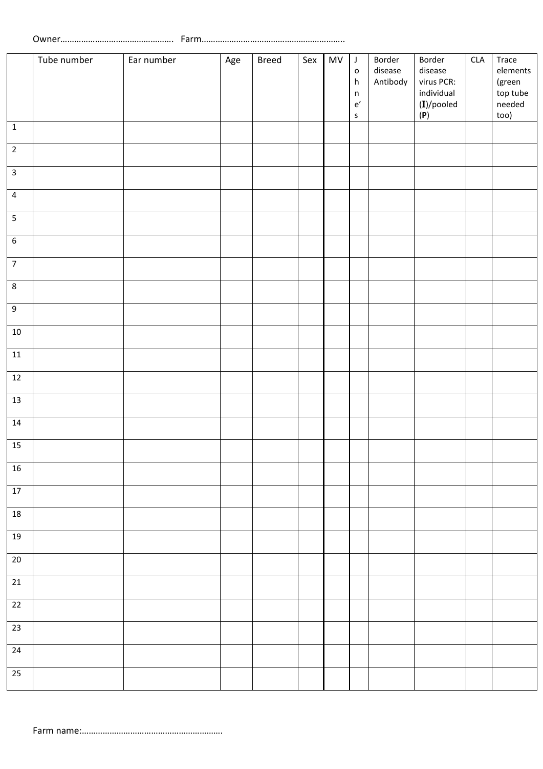Owner………………………………………….  Farm…………………………………………………….

| | Tube number | Ear number | Age | Breed | Sex | MV | Johne's | Border disease Antibody | Border disease virus PCR: individual (**I**)/pooled (**P**) | CLA | Trace elements (green top tube needed too) |
|---|---|---|---|---|---|---|---|---|---|---|---|
| 1 | | | | | | | | | | | |
| 2 | | | | | | | | | | | |
| 3 | | | | | | | | | | | |
| 4 | | | | | | | | | | | |
| 5 | | | | | | | | | | | |
| 6 | | | | | | | | | | | |
| 7 | | | | | | | | | | | |
| 8 | | | | | | | | | | | |
| 9 | | | | | | | | | | | |
| 10 | | | | | | | | | | | |
| 11 | | | | | | | | | | | |
| 12 | | | | | | | | | | | |
| 13 | | | | | | | | | | | |
| 14 | | | | | | | | | | | |
| 15 | | | | | | | | | | | |
| 16 | | | | | | | | | | | |
| 17 | | | | | | | | | | | |
| 18 | | | | | | | | | | | |
| 19 | | | | | | | | | | | |
| 20 | | | | | | | | | | | |
| 21 | | | | | | | | | | | |
| 22 | | | | | | | | | | | |
| 23 | | | | | | | | | | | |
| 24 | | | | | | | | | | | |
| 25 | | | | | | | | | | | |

Farm name:…………………………………………………….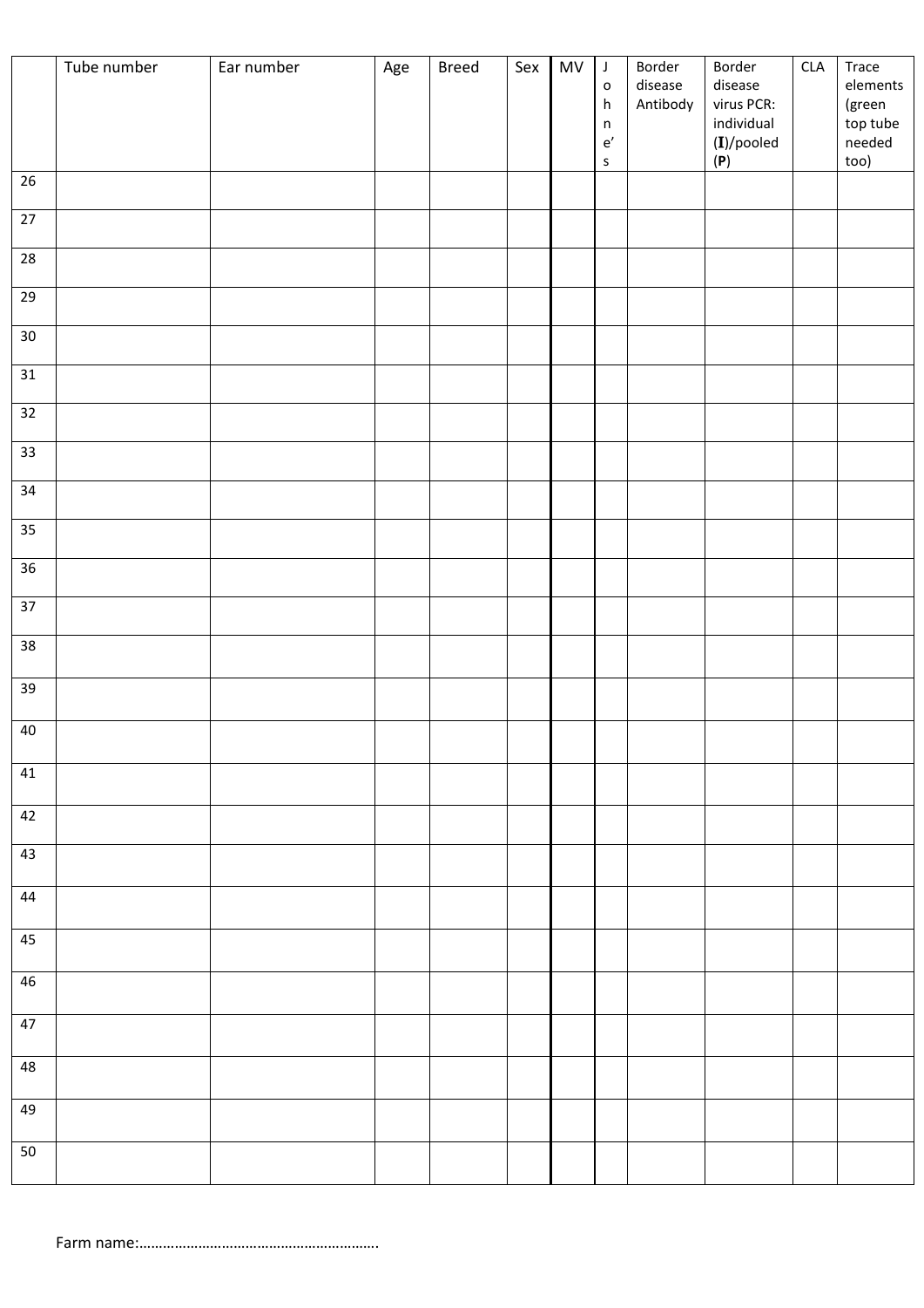| | Tube number | Ear number | Age | Breed | Sex | MV | Johne's | Border disease Antibody | Border disease virus PCR: individual (**I**)/pooled (**P**) | CLA | Trace elements (green top tube needed too) |
|---|---|---|---|---|---|---|---|---|---|---|---|
| 26 | | | | | | | | | | | |
| 27 | | | | | | | | | | | |
| 28 | | | | | | | | | | | |
| 29 | | | | | | | | | | | |
| 30 | | | | | | | | | | | |
| 31 | | | | | | | | | | | |
| 32 | | | | | | | | | | | |
| 33 | | | | | | | | | | | |
| 34 | | | | | | | | | | | |
| 35 | | | | | | | | | | | |
| 36 | | | | | | | | | | | |
| 37 | | | | | | | | | | | |
| 38 | | | | | | | | | | | |
| 39 | | | | | | | | | | | |
| 40 | | | | | | | | | | | |
| 41 | | | | | | | | | | | |
| 42 | | | | | | | | | | | |
| 43 | | | | | | | | | | | |
| 44 | | | | | | | | | | | |
| 45 | | | | | | | | | | | |
| 46 | | | | | | | | | | | |
| 47 | | | | | | | | | | | |
| 48 | | | | | | | | | | | |
| 49 | | | | | | | | | | | |
| 50 | | | | | | | | | | | |

Farm name:……………………………………………………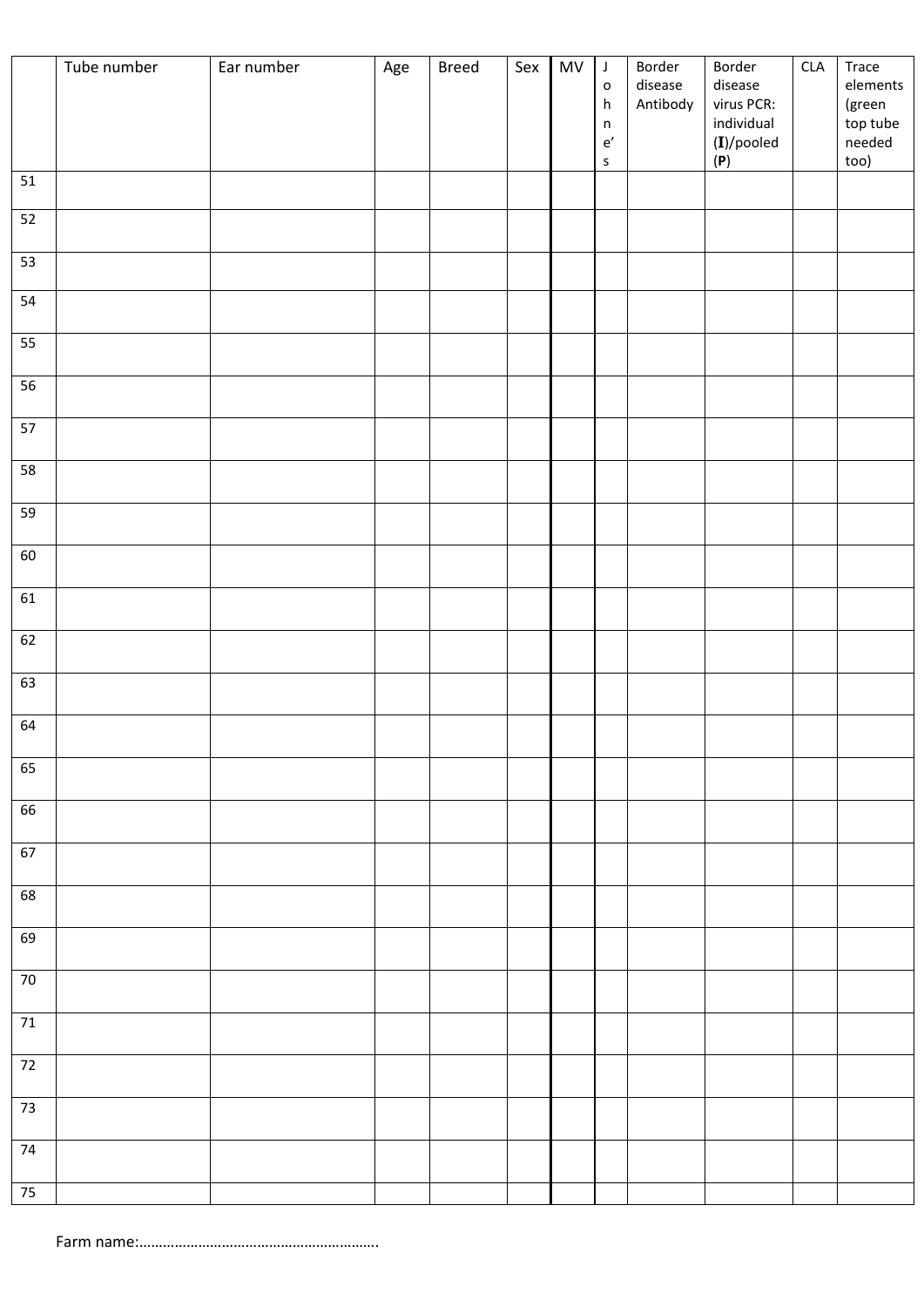| | Tube number | Ear number | Age | Breed | Sex | MV | Johne's | Border disease Antibody | Border disease virus PCR: individual (**I**)/pooled (**P**) | CLA | Trace elements (green top tube needed too) |
|---|---|---|---|---|---|---|---|---|---|---|---|
| 51 | | | | | | | | | | | |
| 52 | | | | | | | | | | | |
| 53 | | | | | | | | | | | |
| 54 | | | | | | | | | | | |
| 55 | | | | | | | | | | | |
| 56 | | | | | | | | | | | |
| 57 | | | | | | | | | | | |
| 58 | | | | | | | | | | | |
| 59 | | | | | | | | | | | |
| 60 | | | | | | | | | | | |
| 61 | | | | | | | | | | | |
| 62 | | | | | | | | | | | |
| 63 | | | | | | | | | | | |
| 64 | | | | | | | | | | | |
| 65 | | | | | | | | | | | |
| 66 | | | | | | | | | | | |
| 67 | | | | | | | | | | | |
| 68 | | | | | | | | | | | |
| 69 | | | | | | | | | | | |
| 70 | | | | | | | | | | | |
| 71 | | | | | | | | | | | |
| 72 | | | | | | | | | | | |
| 73 | | | | | | | | | | | |
| 74 | | | | | | | | | | | |
| 75 | | | | | | | | | | | |

Farm name:…………………………………………………..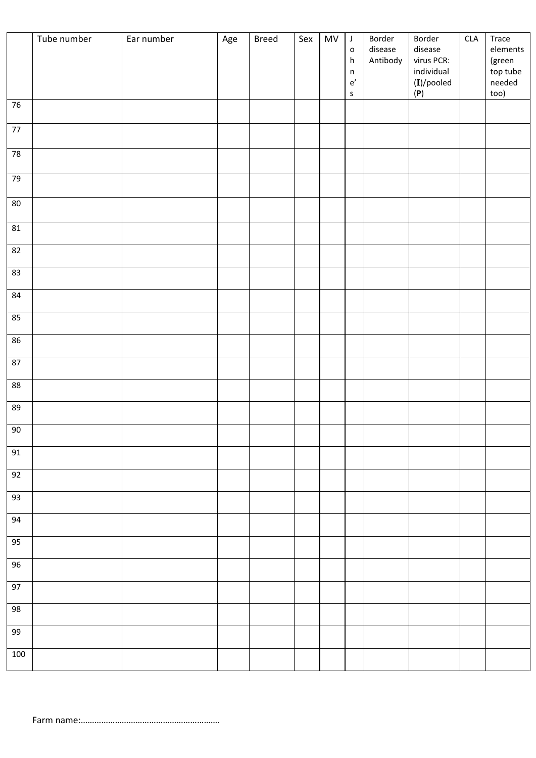| | Tube number | Ear number | Age | Breed | Sex | MV | Johne's | Border disease Antibody | Border disease virus PCR: individual (**I**)/pooled (**P**) | CLA | Trace elements (green top tube needed too) |
|---|---|---|---|---|---|---|---|---|---|---|---|
| 76 | | | | | | | | | | | |
| 77 | | | | | | | | | | | |
| 78 | | | | | | | | | | | |
| 79 | | | | | | | | | | | |
| 80 | | | | | | | | | | | |
| 81 | | | | | | | | | | | |
| 82 | | | | | | | | | | | |
| 83 | | | | | | | | | | | |
| 84 | | | | | | | | | | | |
| 85 | | | | | | | | | | | |
| 86 | | | | | | | | | | | |
| 87 | | | | | | | | | | | |
| 88 | | | | | | | | | | | |
| 89 | | | | | | | | | | | |
| 90 | | | | | | | | | | | |
| 91 | | | | | | | | | | | |
| 92 | | | | | | | | | | | |
| 93 | | | | | | | | | | | |
| 94 | | | | | | | | | | | |
| 95 | | | | | | | | | | | |
| 96 | | | | | | | | | | | |
| 97 | | | | | | | | | | | |
| 98 | | | | | | | | | | | |
| 99 | | | | | | | | | | | |
| 100 | | | | | | | | | | | |

Farm name:……………………………………………………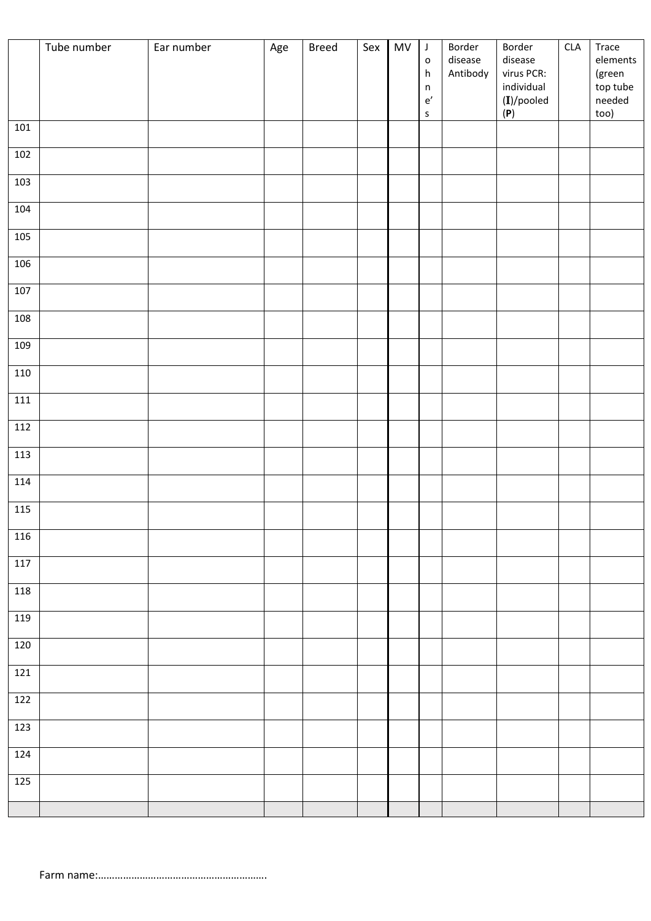| | Tube number | Ear number | Age | Breed | Sex | MV | Johne's | Border disease Antibody | Border disease virus PCR: individual (**I**)/pooled (**P**) | CLA | Trace elements (green top tube needed too) |
|---|---|---|---|---|---|---|---|---|---|---|---|
| 101 | | | | | | | | | | | |
| 102 | | | | | | | | | | | |
| 103 | | | | | | | | | | | |
| 104 | | | | | | | | | | | |
| 105 | | | | | | | | | | | |
| 106 | | | | | | | | | | | |
| 107 | | | | | | | | | | | |
| 108 | | | | | | | | | | | |
| 109 | | | | | | | | | | | |
| 110 | | | | | | | | | | | |
| 111 | | | | | | | | | | | |
| 112 | | | | | | | | | | | |
| 113 | | | | | | | | | | | |
| 114 | | | | | | | | | | | |
| 115 | | | | | | | | | | | |
| 116 | | | | | | | | | | | |
| 117 | | | | | | | | | | | |
| 118 | | | | | | | | | | | |
| 119 | | | | | | | | | | | |
| 120 | | | | | | | | | | | |
| 121 | | | | | | | | | | | |
| 122 | | | | | | | | | | | |
| 123 | | | | | | | | | | | |
| 124 | | | | | | | | | | | |
| 125 | | | | | | | | | | | |
| | | | | | | | | | | | |

Farm name:…………………………………………………..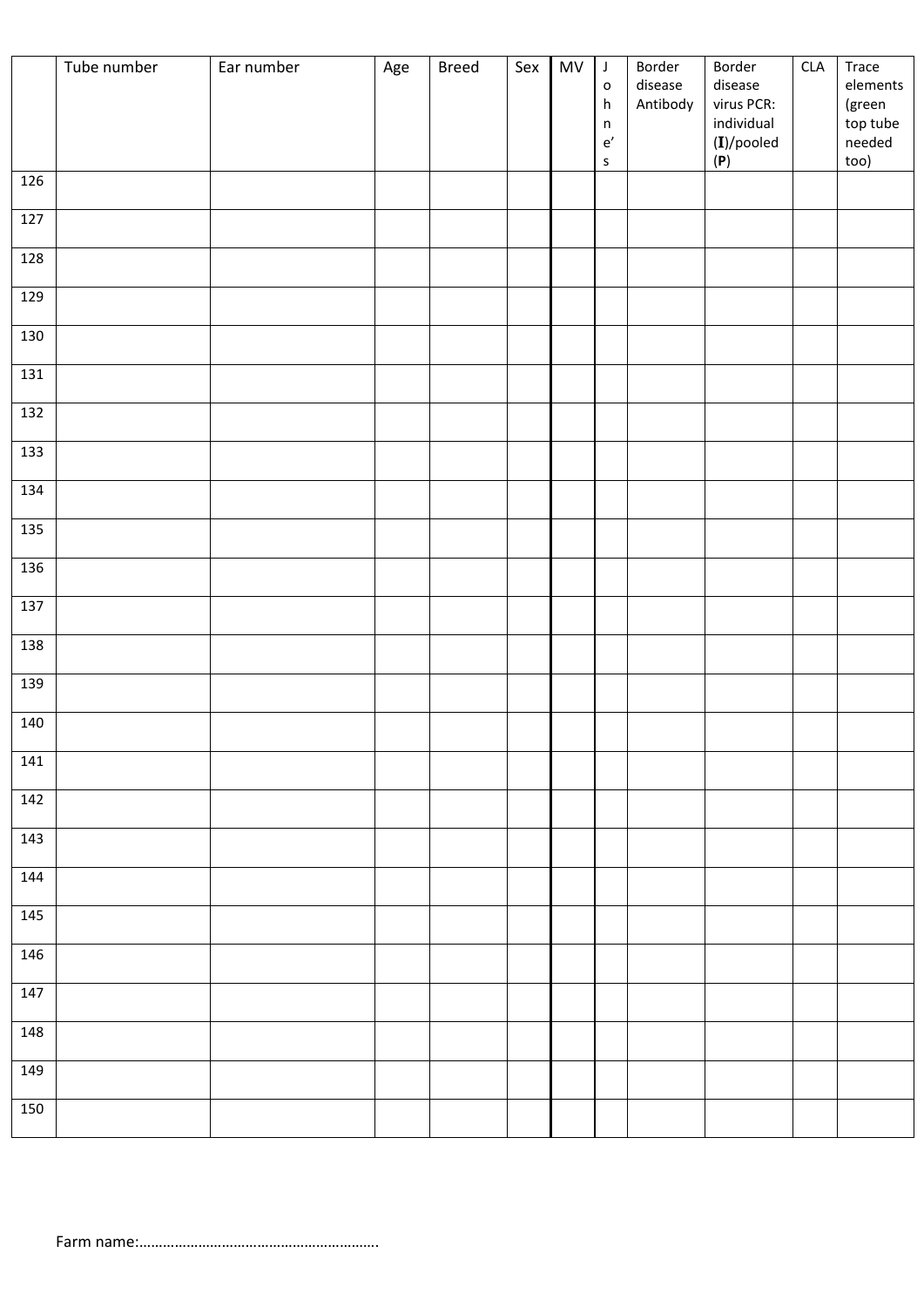| | Tube number | Ear number | Age | Breed | Sex | MV | Johne's | Border disease Antibody | Border disease virus PCR: individual (**I**)/pooled (**P**) | CLA | Trace elements (green top tube needed too) |
|---|---|---|---|---|---|---|---|---|---|---|---|
| 126 | | | | | | | | | | | |
| 127 | | | | | | | | | | | |
| 128 | | | | | | | | | | | |
| 129 | | | | | | | | | | | |
| 130 | | | | | | | | | | | |
| 131 | | | | | | | | | | | |
| 132 | | | | | | | | | | | |
| 133 | | | | | | | | | | | |
| 134 | | | | | | | | | | | |
| 135 | | | | | | | | | | | |
| 136 | | | | | | | | | | | |
| 137 | | | | | | | | | | | |
| 138 | | | | | | | | | | | |
| 139 | | | | | | | | | | | |
| 140 | | | | | | | | | | | |
| 141 | | | | | | | | | | | |
| 142 | | | | | | | | | | | |
| 143 | | | | | | | | | | | |
| 144 | | | | | | | | | | | |
| 145 | | | | | | | | | | | |
| 146 | | | | | | | | | | | |
| 147 | | | | | | | | | | | |
| 148 | | | | | | | | | | | |
| 149 | | | | | | | | | | | |
| 150 | | | | | | | | | | | |

Farm name:……………………………………………………